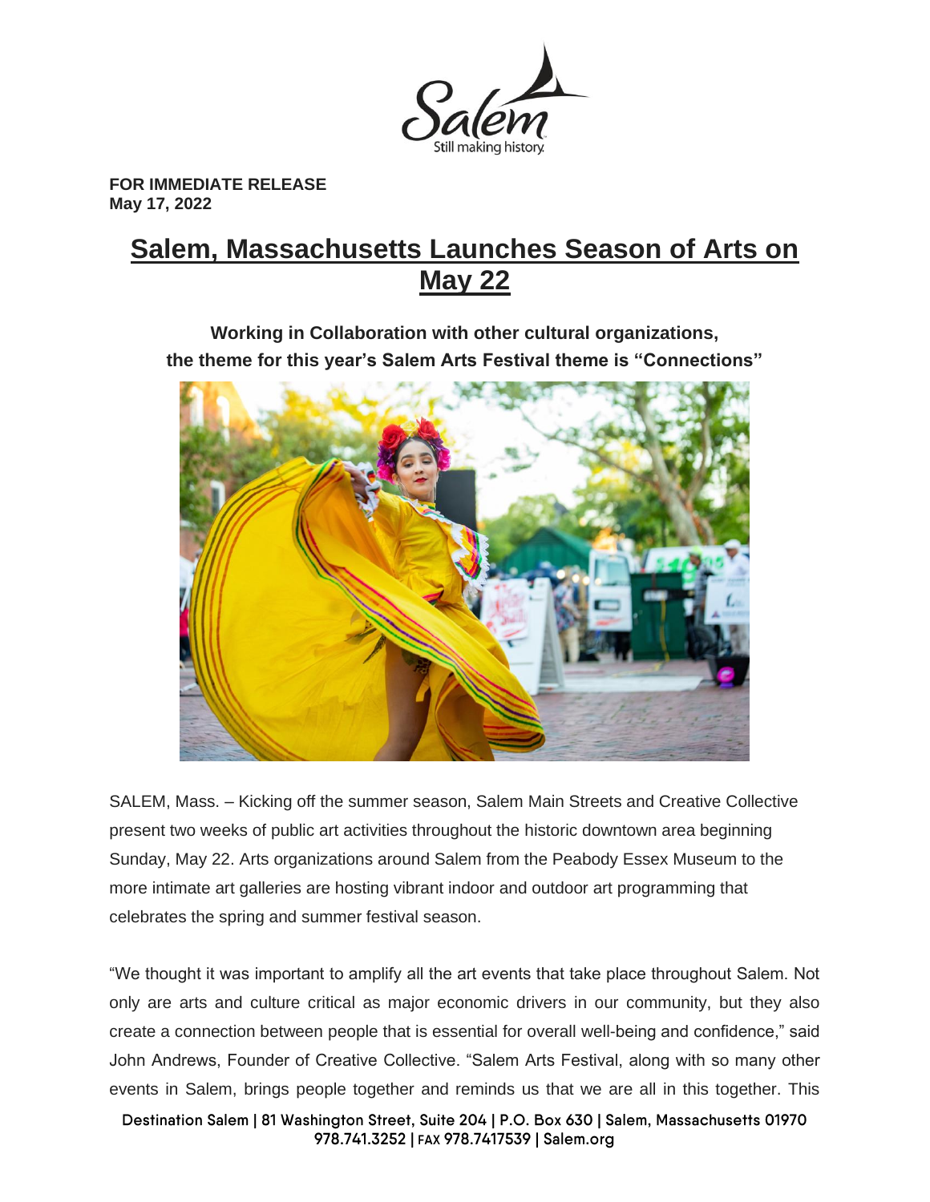**FOR IMMEDIATE RELEASE**
**May 17, 2022**

# Salem, Massachusetts Launches Season of Arts on May 22

**Working in Collaboration with other cultural organizations, the theme for this year's Salem Arts Festival theme is "Connections"**

SALEM, Mass. – Kicking off the summer season, Salem Main Streets and Creative Collective present two weeks of public art activities throughout the historic downtown area beginning Sunday, May 22. Arts organizations around Salem from the Peabody Essex Museum to the more intimate art galleries are hosting vibrant indoor and outdoor art programming that celebrates the spring and summer festival season.

"We thought it was important to amplify all the art events that take place throughout Salem. Not only are arts and culture critical as major economic drivers in our community, but they also create a connection between people that is essential for overall well-being and confidence," said John Andrews, Founder of Creative Collective. "Salem Arts Festival, along with so many other events in Salem, brings people together and reminds us that we are all in this together. This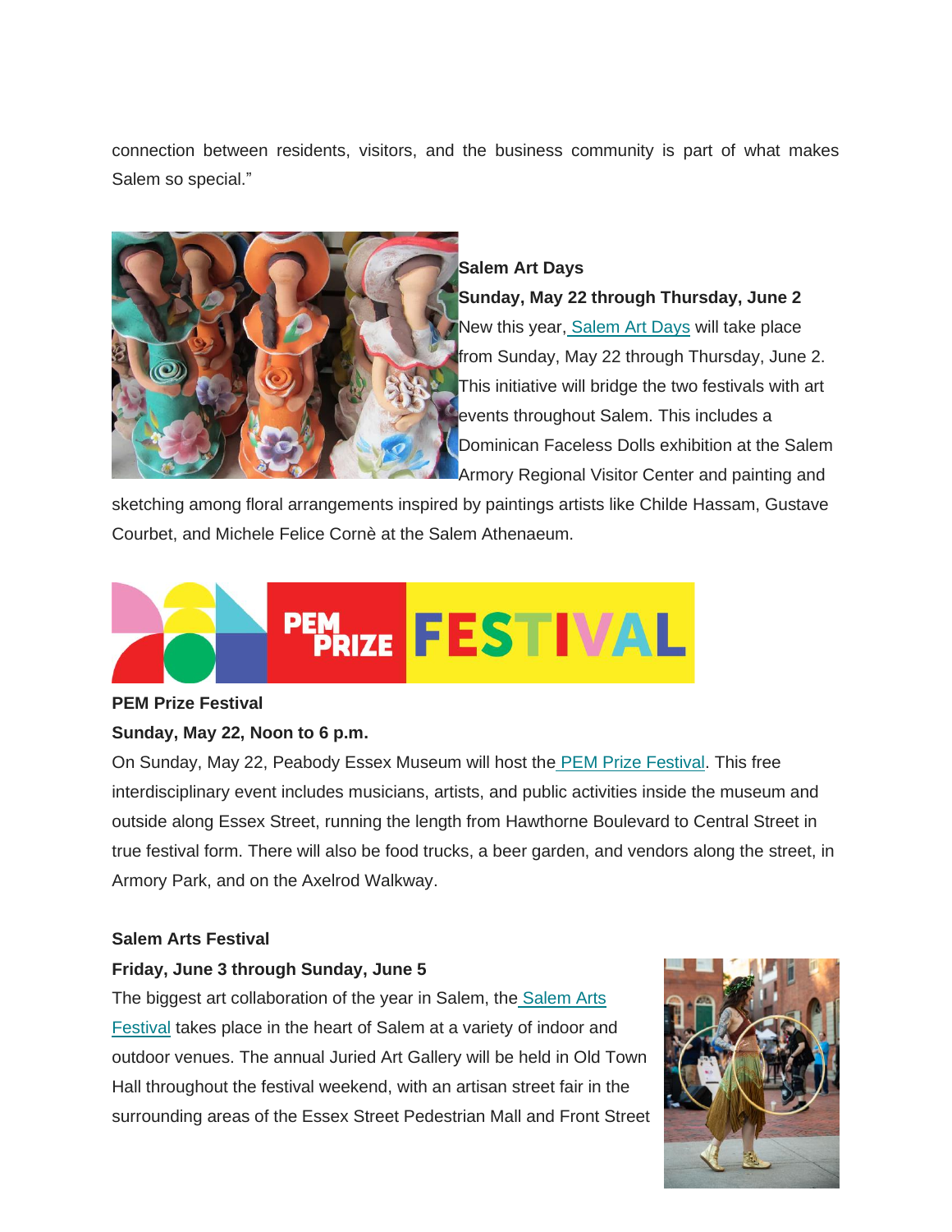connection between residents, visitors, and the business community is part of what makes Salem so special."

**Salem Art Days**

**Sunday, May 22 through Thursday, June 2**

New this year, Salem Art Days will take place from Sunday, May 22 through Thursday, June 2. This initiative will bridge the two festivals with art events throughout Salem. This includes a Dominican Faceless Dolls exhibition at the Salem Armory Regional Visitor Center and painting and sketching among floral arrangements inspired by paintings artists like Childe Hassam, Gustave Courbet, and Michele Felice Cornè at the Salem Athenaeum.

**PEM Prize Festival**

**Sunday, May 22, Noon to 6 p.m.**

On Sunday, May 22, Peabody Essex Museum will host the PEM Prize Festival. This free interdisciplinary event includes musicians, artists, and public activities inside the museum and outside along Essex Street, running the length from Hawthorne Boulevard to Central Street in true festival form. There will also be food trucks, a beer garden, and vendors along the street, in Armory Park, and on the Axelrod Walkway.

**Salem Arts Festival**

**Friday, June 3 through Sunday, June 5**

The biggest art collaboration of the year in Salem, the Salem Arts Festival takes place in the heart of Salem at a variety of indoor and outdoor venues. The annual Juried Art Gallery will be held in Old Town Hall throughout the festival weekend, with an artisan street fair in the surrounding areas of the Essex Street Pedestrian Mall and Front Street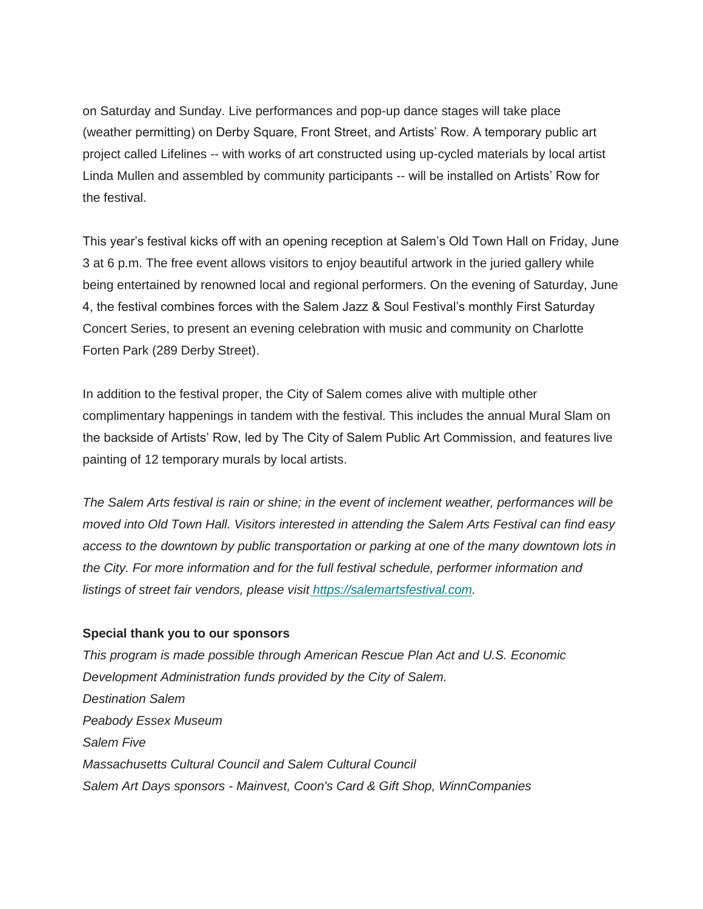on Saturday and Sunday. Live performances and pop-up dance stages will take place (weather permitting) on Derby Square, Front Street, and Artists' Row. A temporary public art project called Lifelines -- with works of art constructed using up-cycled materials by local artist Linda Mullen and assembled by community participants -- will be installed on Artists' Row for the festival.

This year's festival kicks off with an opening reception at Salem's Old Town Hall on Friday, June 3 at 6 p.m. The free event allows visitors to enjoy beautiful artwork in the juried gallery while being entertained by renowned local and regional performers. On the evening of Saturday, June 4, the festival combines forces with the Salem Jazz & Soul Festival's monthly First Saturday Concert Series, to present an evening celebration with music and community on Charlotte Forten Park (289 Derby Street).

In addition to the festival proper, the City of Salem comes alive with multiple other complimentary happenings in tandem with the festival. This includes the annual Mural Slam on the backside of Artists' Row, led by The City of Salem Public Art Commission, and features live painting of 12 temporary murals by local artists.

*The Salem Arts festival is rain or shine; in the event of inclement weather, performances will be moved into Old Town Hall. Visitors interested in attending the Salem Arts Festival can find easy access to the downtown by public transportation or parking at one of the many downtown lots in the City. For more information and for the full festival schedule, performer information and listings of street fair vendors, please visit [https://salemartsfestival.com](https://salemartsfestival.com).*

**Special thank you to our sponsors**

*This program is made possible through American Rescue Plan Act and U.S. Economic Development Administration funds provided by the City of Salem.*
*Destination Salem*
*Peabody Essex Museum*
*Salem Five*
*Massachusetts Cultural Council and Salem Cultural Council*
*Salem Art Days sponsors - Mainvest, Coon's Card & Gift Shop, WinnCompanies*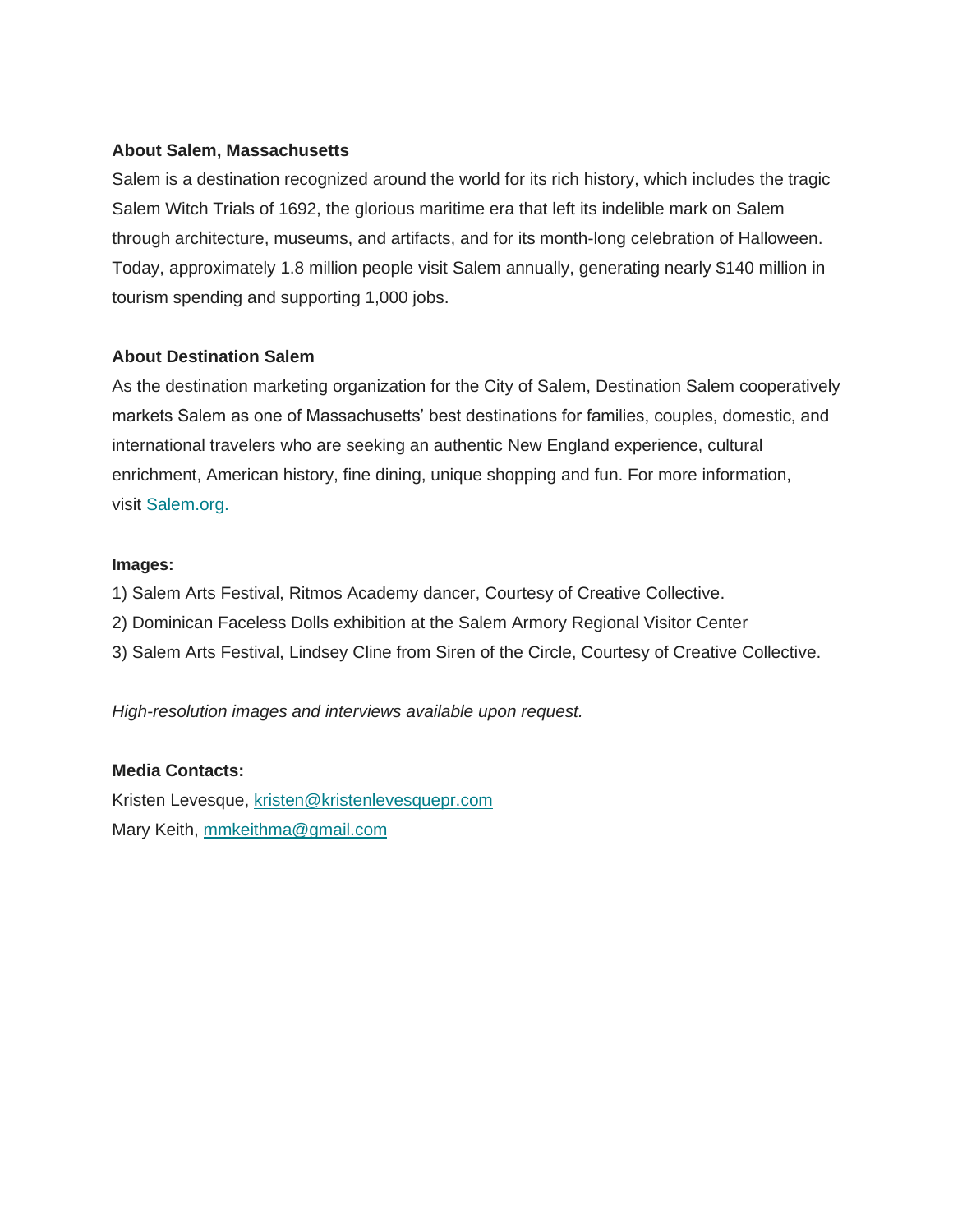**About Salem, Massachusetts**

Salem is a destination recognized around the world for its rich history, which includes the tragic Salem Witch Trials of 1692, the glorious maritime era that left its indelible mark on Salem through architecture, museums, and artifacts, and for its month-long celebration of Halloween. Today, approximately 1.8 million people visit Salem annually, generating nearly $140 million in tourism spending and supporting 1,000 jobs.

**About Destination Salem**

As the destination marketing organization for the City of Salem, Destination Salem cooperatively markets Salem as one of Massachusetts' best destinations for families, couples, domestic, and international travelers who are seeking an authentic New England experience, cultural enrichment, American history, fine dining, unique shopping and fun. For more information, visit [Salem.org.](https://salem.org)

**Images:**

1) Salem Arts Festival, Ritmos Academy dancer, Courtesy of Creative Collective.
2) Dominican Faceless Dolls exhibition at the Salem Armory Regional Visitor Center
3) Salem Arts Festival, Lindsey Cline from Siren of the Circle, Courtesy of Creative Collective.

*High-resolution images and interviews available upon request.*

**Media Contacts:**

Kristen Levesque, kristen@kristenlevesquepr.com
Mary Keith, mmkeithma@gmail.com